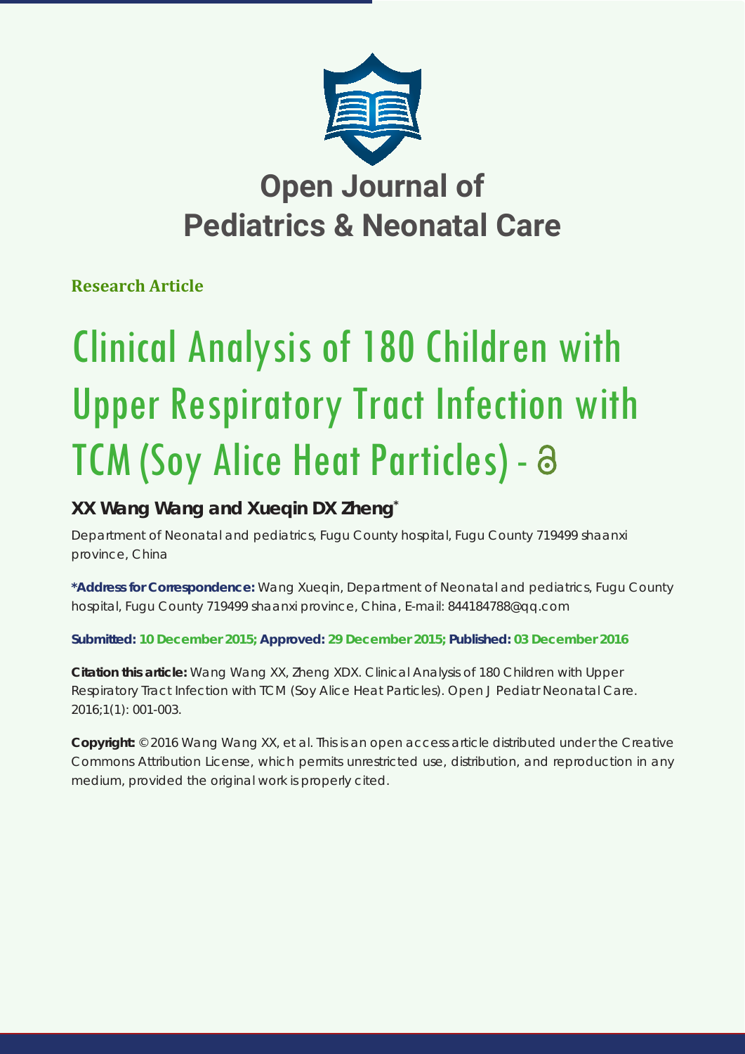# Open Journal of Pediatrics & Neonatal Care

**Research Article**

# Clinical Analysis of 180 Children with Upper Respiratory Tract Infection with TCM (Soy Alice Heat Particles) -

**XX Wang Wang and Xueqin DX Zheng***

Department of Neonatal and pediatrics, Fugu County hospital, Fugu County 719499 shaanxi province, China

**\*Address for Correspondence:** Wang Xueqin, Department of Neonatal and pediatrics, Fugu County hospital, Fugu County 719499 shaanxi province, China, E-mail: 844184788@qq.com

**Submitted: 10 December 2015; Approved: 29 December 2015; Published: 03 December 2016**

**Citation this article:** Wang Wang XX, Zheng XDX. Clinical Analysis of 180 Children with Upper Respiratory Tract Infection with TCM (Soy Alice Heat Particles). Open J Pediatr Neonatal Care. 2016;1(1): 001-003.

**Copyright:** © 2016 Wang Wang XX, et al. This is an open access article distributed under the Creative Commons Attribution License, which permits unrestricted use, distribution, and reproduction in any medium, provided the original work is properly cited.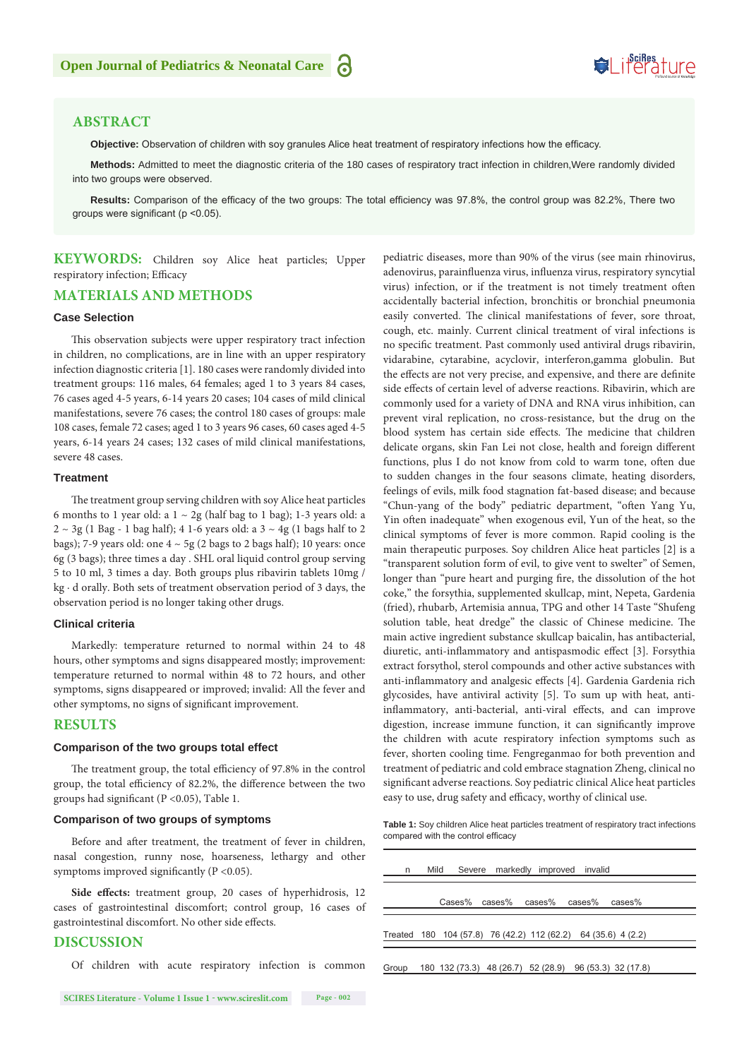## ABSTRACT

**Objective:** Observation of children with soy granules Alice heat treatment of respiratory infections how the efficacy.

**Methods:** Admitted to meet the diagnostic criteria of the 180 cases of respiratory tract infection in children,Were randomly divided into two groups were observed.

**Results:** Comparison of the efficacy of the two groups: The total efficiency was 97.8%, the control group was 82.2%, There two groups were significant (p <0.05).

**KEYWORDS:** Children soy Alice heat particles; Upper respiratory infection; Efficacy

## MATERIALS AND METHODS

### Case Selection

This observation subjects were upper respiratory tract infection in children, no complications, are in line with an upper respiratory infection diagnostic criteria [1]. 180 cases were randomly divided into treatment groups: 116 males, 64 females; aged 1 to 3 years 84 cases, 76 cases aged 4-5 years, 6-14 years 20 cases; 104 cases of mild clinical manifestations, severe 76 cases; the control 180 cases of groups: male 108 cases, female 72 cases; aged 1 to 3 years 96 cases, 60 cases aged 4-5 years, 6-14 years 24 cases; 132 cases of mild clinical manifestations, severe 48 cases.

### Treatment

The treatment group serving children with soy Alice heat particles 6 months to 1 year old: a 1 ~ 2g (half bag to 1 bag); 1-3 years old: a 2 ~ 3g (1 Bag - 1 bag half); 4 1-6 years old: a 3 ~ 4g (1 bags half to 2 bags); 7-9 years old: one 4 ~ 5g (2 bags to 2 bags half); 10 years: once 6g (3 bags); three times a day . SHL oral liquid control group serving 5 to 10 ml, 3 times a day. Both groups plus ribavirin tablets 10mg / kg · d orally. Both sets of treatment observation period of 3 days, the observation period is no longer taking other drugs.

### Clinical criteria

Markedly: temperature returned to normal within 24 to 48 hours, other symptoms and signs disappeared mostly; improvement: temperature returned to normal within 48 to 72 hours, and other symptoms, signs disappeared or improved; invalid: All the fever and other symptoms, no signs of significant improvement.

## RESULTS

### Comparison of the two groups total effect

The treatment group, the total efficiency of 97.8% in the control group, the total efficiency of 82.2%, the difference between the two groups had significant (P <0.05), Table 1.

### Comparison of two groups of symptoms

Before and after treatment, the treatment of fever in children, nasal congestion, runny nose, hoarseness, lethargy and other symptoms improved significantly (P <0.05).

**Side effects:** treatment group, 20 cases of hyperhidrosis, 12 cases of gastrointestinal discomfort; control group, 16 cases of gastrointestinal discomfort. No other side effects.

## DISCUSSION

Of children with acute respiratory infection is common pediatric diseases, more than 90% of the virus (see main rhinovirus, adenovirus, parainfluenza virus, influenza virus, respiratory syncytial virus) infection, or if the treatment is not timely treatment often accidentally bacterial infection, bronchitis or bronchial pneumonia easily converted. The clinical manifestations of fever, sore throat, cough, etc. mainly. Current clinical treatment of viral infections is no specific treatment. Past commonly used antiviral drugs ribavirin, vidarabine, cytarabine, acyclovir, interferon,gamma globulin. But the effects are not very precise, and expensive, and there are definite side effects of certain level of adverse reactions. Ribavirin, which are commonly used for a variety of DNA and RNA virus inhibition, can prevent viral replication, no cross-resistance, but the drug on the blood system has certain side effects. The medicine that children delicate organs, skin Fan Lei not close, health and foreign different functions, plus I do not know from cold to warm tone, often due to sudden changes in the four seasons climate, heating disorders, feelings of evils, milk food stagnation fat-based disease; and because "Chun-yang of the body" pediatric department, "often Yang Yu, Yin often inadequate" when exogenous evil, Yun of the heat, so the clinical symptoms of fever is more common. Rapid cooling is the main therapeutic purposes. Soy children Alice heat particles [2] is a "transparent solution form of evil, to give vent to swelter" of Semen, longer than "pure heart and purging fire, the dissolution of the hot coke," the forsythia, supplemented skullcap, mint, Nepeta, Gardenia (fried), rhubarb, Artemisia annua, TPG and other 14 Taste "Shufeng solution table, heat dredge" the classic of Chinese medicine. The main active ingredient substance skullcap baicalin, has antibacterial, diuretic, anti-inflammatory and antispasmodic effect [3]. Forsythia extract forsythol, sterol compounds and other active substances with anti-inflammatory and analgesic effects [4]. Gardenia Gardenia rich glycosides, have antiviral activity [5]. To sum up with heat, anti-inflammatory, anti-bacterial, anti-viral effects, and can improve digestion, increase immune function, it can significantly improve the children with acute respiratory infection symptoms such as fever, shorten cooling time. Fengreganmao for both prevention and treatment of pediatric and cold embrace stagnation Zheng, clinical no significant adverse reactions. Soy pediatric clinical Alice heat particles easy to use, drug safety and efficacy, worthy of clinical use.

**Table 1:** Soy children Alice heat particles treatment of respiratory tract infections compared with the control efficacy

| | n | Mild | Severe | markedly | improved | invalid |
|---|---|---|---|---|---|---|
| | | Cases% | cases% | cases% | cases% | cases% |
| Treated | 180 | 104 (57.8) | 76 (42.2) | 112 (62.2) | 64 (35.6) | 4 (2.2) |
| Group | 180 | 132 (73.3) | 48 (26.7) | 52 (28.9) | 96 (53.3) | 32 (17.8) |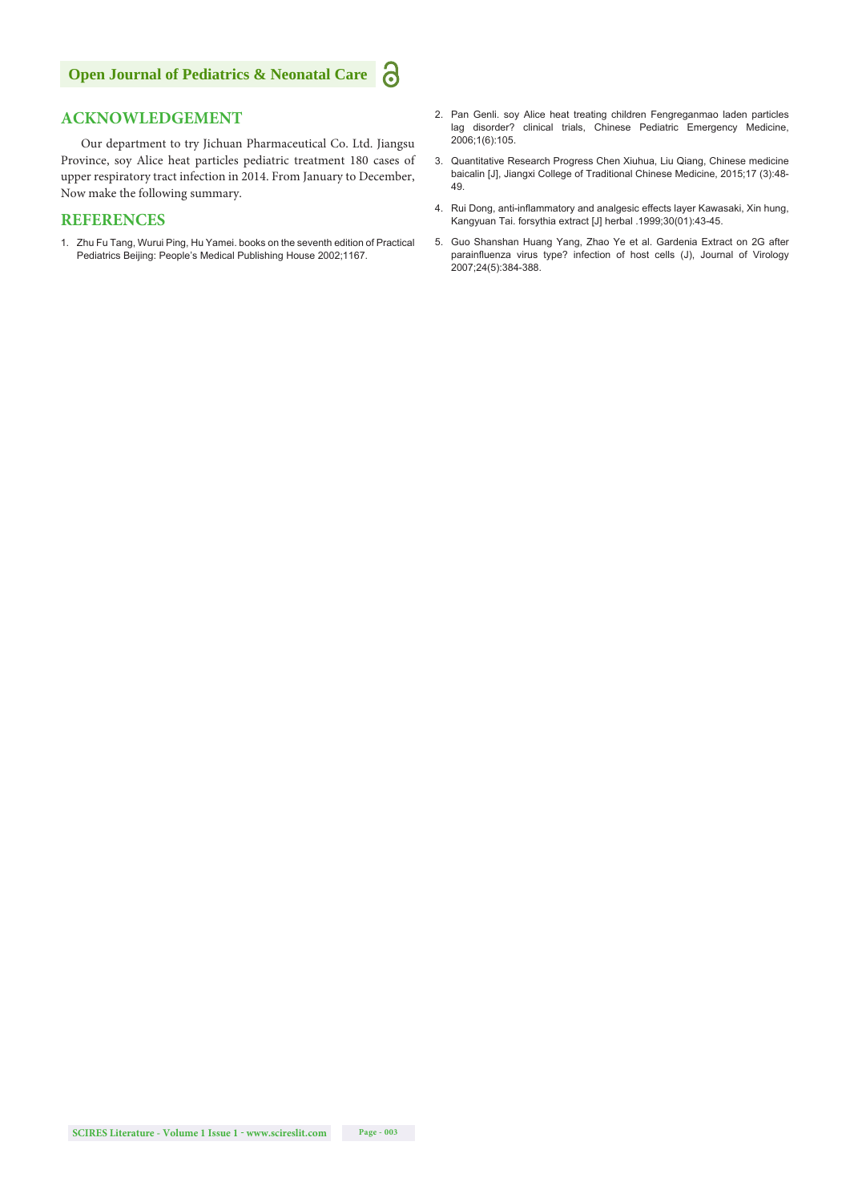## ACKNOWLEDGEMENT

Our department to try Jichuan Pharmaceutical Co. Ltd. Jiangsu Province, soy Alice heat particles pediatric treatment 180 cases of upper respiratory tract infection in 2014. From January to December, Now make the following summary.

## REFERENCES

1. Zhu Fu Tang, Wurui Ping, Hu Yamei. books on the seventh edition of Practical Pediatrics Beijing: People's Medical Publishing House 2002;1167.
2. Pan Genli. soy Alice heat treating children Fengreganmao laden particles lag disorder? clinical trials, Chinese Pediatric Emergency Medicine, 2006;1(6):105.
3. Quantitative Research Progress Chen Xiuhua, Liu Qiang, Chinese medicine baicalin [J], Jiangxi College of Traditional Chinese Medicine, 2015;17 (3):48-49.
4. Rui Dong, anti-inflammatory and analgesic effects layer Kawasaki, Xin hung, Kangyuan Tai. forsythia extract [J] herbal .1999;30(01):43-45.
5. Guo Shanshan Huang Yang, Zhao Ye et al. Gardenia Extract on 2G after parainfluenza virus type? infection of host cells (J), Journal of Virology 2007;24(5):384-388.